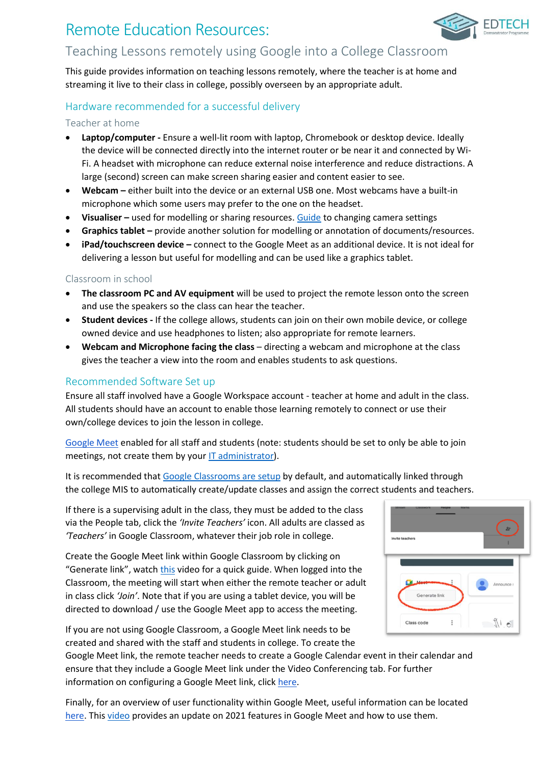# Remote Education Resources:

## Teaching Lessons remotely using Google into a College Classroom

This guide provides information on teaching lessons remotely, where the teacher is at home and streaming it live to their class in college, possibly overseen by an appropriate adult.

## Hardware recommended for a successful delivery

### Teacher at home

- **Laptop/computer -** Ensure a well-lit room with laptop, Chromebook or desktop device. Ideally the device will be connected directly into the internet router or be near it and connected by Wi-Fi. A headset with microphone can reduce external noise interference and reduce distractions. A large (second) screen can make screen sharing easier and content easier to see.
- **Webcam –** either built into the device or an external USB one. Most webcams have a built-in microphone which some users may prefer to the one on the headset.
- **Visualiser –** used for modelling or sharing resources. Guide to changing camera settings
- **Graphics tablet –** provide another solution for modelling or annotation of documents/resources.
- **iPad/touchscreen device –** connect to the Google Meet as an additional device. It is not ideal for delivering a lesson but useful for modelling and can be used like a graphics tablet.

### Classroom in school

- **The classroom PC and AV equipment** will be used to project the remote lesson onto the screen and use the speakers so the class can hear the teacher.
- **Student devices -** If the college allows, students can join on their own mobile device, or college owned device and use headphones to listen; also appropriate for remote learners.
- **Webcam and Microphone facing the class** – directing a webcam and microphone at the class gives the teacher a view into the room and enables students to ask questions.

## Recommended Software Set up

Ensure all staff involved have a Google Workspace account - teacher at home and adult in the class. All students should have an account to enable those learning remotely to connect or use their own/college devices to join the lesson in college.

Google Meet enabled for all staff and students (note: students should be set to only be able to join meetings, not create them by your IT administrator).

It is recommended that Google Classrooms are setup by default, and automatically linked through the college MIS to automatically create/update classes and assign the correct students and teachers.

If there is a supervising adult in the class, they must be added to the class via the People tab, click the *'Invite Teachers'* icon. All adults are classed as *'Teachers'* in Google Classroom, whatever their job role in college.

Create the Google Meet link within Google Classroom by clicking on "Generate link", watch this video for a quick guide. When logged into the Classroom, the meeting will start when either the remote teacher or adult in class click *'Join'*. Note that if you are using a tablet device, you will be directed to download / use the Google Meet app to access the meeting.

If you are not using Google Classroom, a Google Meet link needs to be created and shared with the staff and students in college. To create the Google Meet link, the remote teacher needs to create a Google Calendar event in their calendar and ensure that they include a Google Meet link under the Video Conferencing tab. For further information on configuring a Google Meet link, click here.

Finally, for an overview of user functionality within Google Meet, useful information can be located here. This video provides an update on 2021 features in Google Meet and how to use them.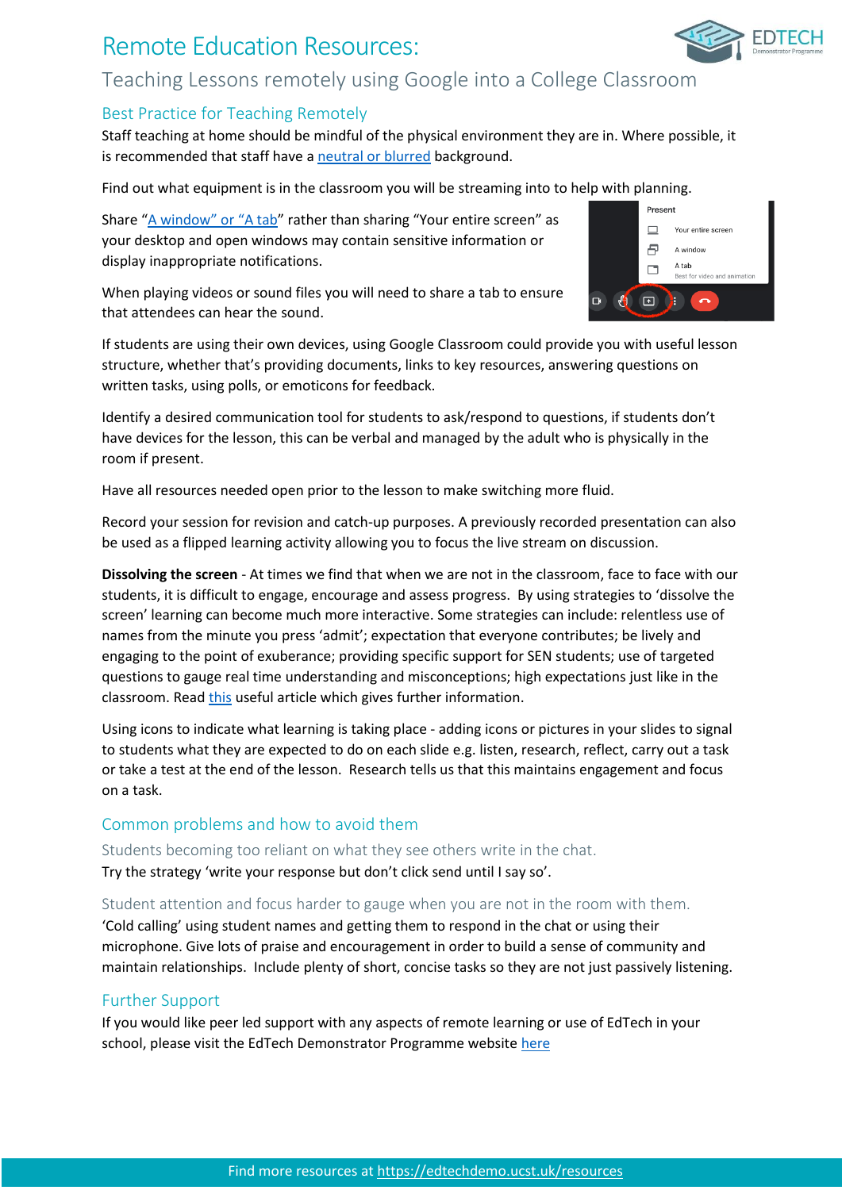# Remote Education Resources:

## Teaching Lessons remotely using Google into a College Classroom

### Best Practice for Teaching Remotely

Staff teaching at home should be mindful of the physical environment they are in. Where possible, it is recommended that staff have a neutral or blurred background.

Find out what equipment is in the classroom you will be streaming into to help with planning.

Share "A window" or "A tab" rather than sharing "Your entire screen" as your desktop and open windows may contain sensitive information or display inappropriate notifications.

When playing videos or sound files you will need to share a tab to ensure that attendees can hear the sound.

If students are using their own devices, using Google Classroom could provide you with useful lesson structure, whether that's providing documents, links to key resources, answering questions on written tasks, using polls, or emoticons for feedback.

Identify a desired communication tool for students to ask/respond to questions, if students don't have devices for the lesson, this can be verbal and managed by the adult who is physically in the room if present.

Have all resources needed open prior to the lesson to make switching more fluid.

Record your session for revision and catch-up purposes. A previously recorded presentation can also be used as a flipped learning activity allowing you to focus the live stream on discussion.

**Dissolving the screen** - At times we find that when we are not in the classroom, face to face with our students, it is difficult to engage, encourage and assess progress. By using strategies to 'dissolve the screen' learning can become much more interactive. Some strategies can include: relentless use of names from the minute you press 'admit'; expectation that everyone contributes; be lively and engaging to the point of exuberance; providing specific support for SEN students; use of targeted questions to gauge real time understanding and misconceptions; high expectations just like in the classroom. Read this useful article which gives further information.

Using icons to indicate what learning is taking place - adding icons or pictures in your slides to signal to students what they are expected to do on each slide e.g. listen, research, reflect, carry out a task or take a test at the end of the lesson. Research tells us that this maintains engagement and focus on a task.

### Common problems and how to avoid them

#### Students becoming too reliant on what they see others write in the chat.

Try the strategy 'write your response but don't click send until I say so'.

#### Student attention and focus harder to gauge when you are not in the room with them.

'Cold calling' using student names and getting them to respond in the chat or using their microphone. Give lots of praise and encouragement in order to build a sense of community and maintain relationships. Include plenty of short, concise tasks so they are not just passively listening.

### Further Support

If you would like peer led support with any aspects of remote learning or use of EdTech in your school, please visit the EdTech Demonstrator Programme website here

Find more resources at https://edtechdemo.ucst.uk/resources